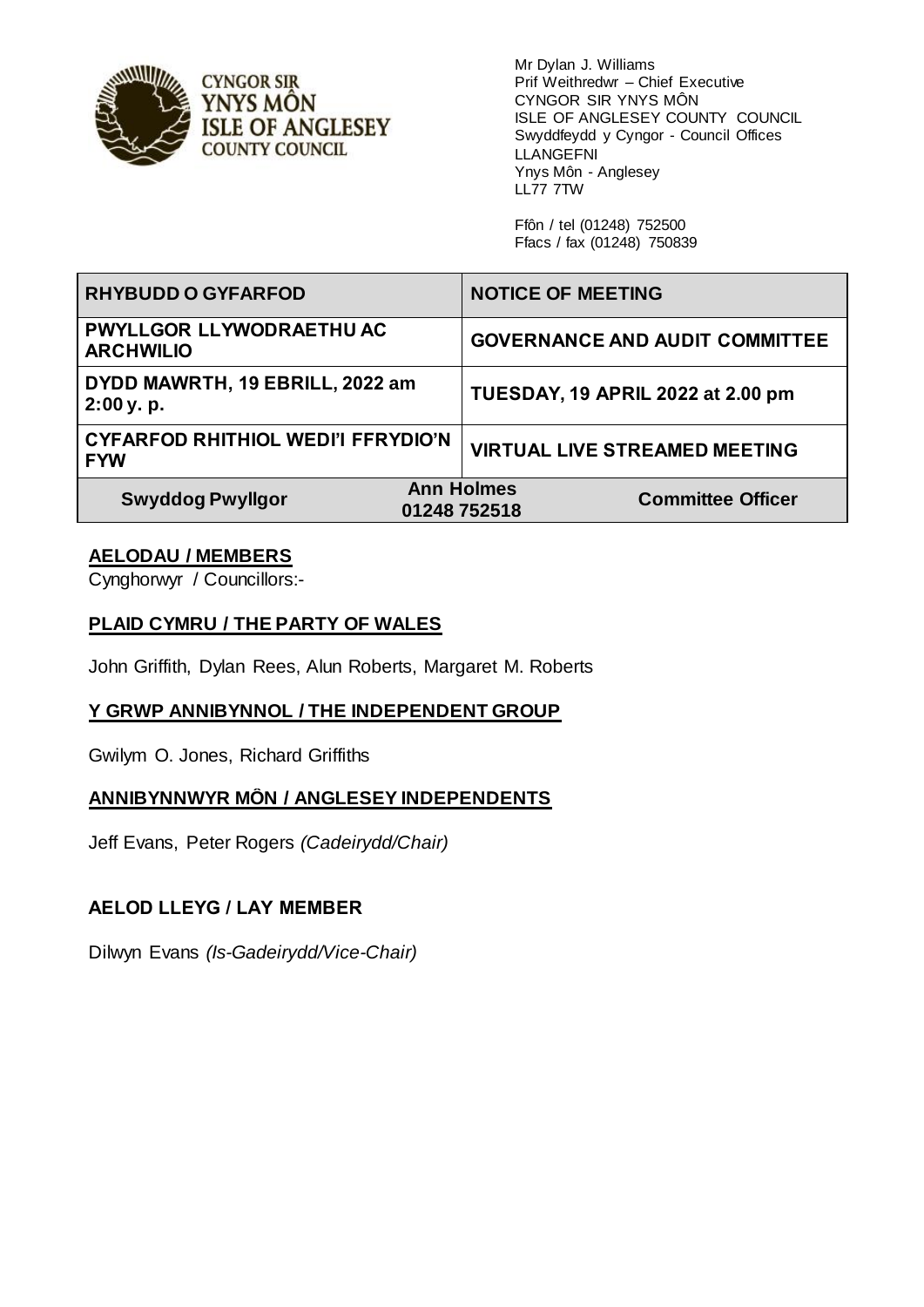CYNGOR SIR YNYS MÔN
ISLE OF ANGLESEY COUNTY COUNCIL

Mr Dylan J. Williams
Prif Weithredwr – Chief Executive
CYNGOR SIR YNYS MÔN
ISLE OF ANGLESEY COUNTY COUNCIL
Swyddfeydd y Cyngor - Council Offices
LLANGEFNI
Ynys Môn - Anglesey
LL77 7TW

Ffôn / tel (01248) 752500
Ffacs / fax (01248) 750839

| RHYBUDD O GYFARFOD | | NOTICE OF MEETING |
|---|---|---|
| PWYLLGOR LLYWODRAETHU AC ARCHWILIO | | GOVERNANCE AND AUDIT COMMITTEE |
| DYDD MAWRTH, 19 EBRILL, 2022 am 2:00 y. p. | | TUESDAY, 19 APRIL 2022 at 2.00 pm |
| CYFARFOD RHITHIOL WEDI'I FFRYDIO'N FYW | | VIRTUAL LIVE STREAMED MEETING |
| Swyddog Pwyllgor | Ann Holmes 01248 752518 | Committee Officer |

**AELODAU / MEMBERS**

Cynghorwyr / Councillors:-

**PLAID CYMRU / THE PARTY OF WALES**

John Griffith, Dylan Rees, Alun Roberts, Margaret M. Roberts

**Y GRWP ANNIBYNNOL / THE INDEPENDENT GROUP**

Gwilym O. Jones, Richard Griffiths

**ANNIBYNNWYR MÔN / ANGLESEY INDEPENDENTS**

Jeff Evans, Peter Rogers *(Cadeirydd/Chair)*

**AELOD LLEYG / LAY MEMBER**

Dilwyn Evans *(Is-Gadeirydd/Vice-Chair)*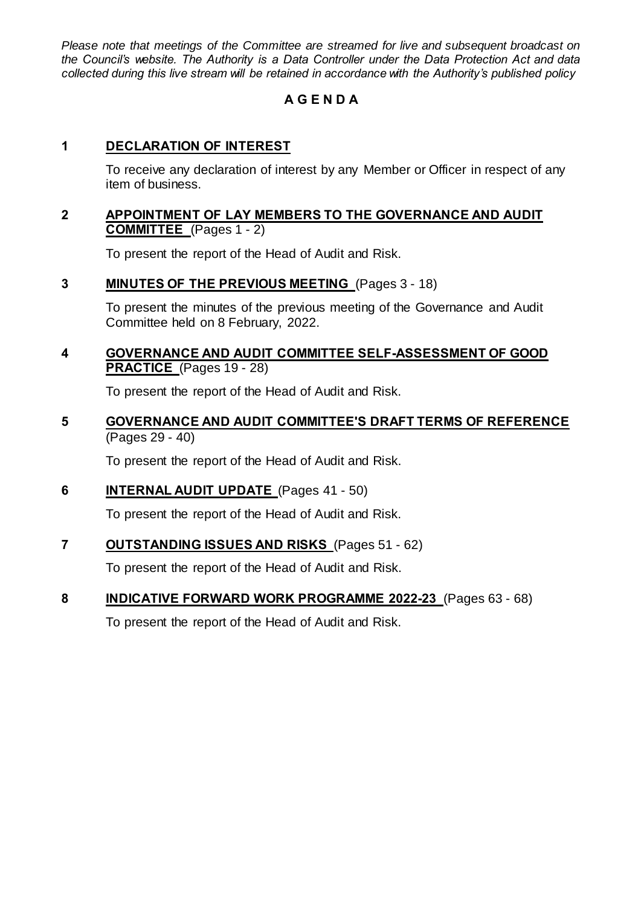*Please note that meetings of the Committee are streamed for live and subsequent broadcast on the Council's website. The Authority is a Data Controller under the Data Protection Act and data collected during this live stream will be retained in accordance with the Authority's published policy*

# A G E N D A

**1 DECLARATION OF INTEREST**

To receive any declaration of interest by any Member or Officer in respect of any item of business.

**2 APPOINTMENT OF LAY MEMBERS TO THE GOVERNANCE AND AUDIT COMMITTEE** (Pages 1 - 2)

To present the report of the Head of Audit and Risk.

**3 MINUTES OF THE PREVIOUS MEETING** (Pages 3 - 18)

To present the minutes of the previous meeting of the Governance and Audit Committee held on 8 February, 2022.

**4 GOVERNANCE AND AUDIT COMMITTEE SELF-ASSESSMENT OF GOOD PRACTICE** (Pages 19 - 28)

To present the report of the Head of Audit and Risk.

**5 GOVERNANCE AND AUDIT COMMITTEE'S DRAFT TERMS OF REFERENCE** (Pages 29 - 40)

To present the report of the Head of Audit and Risk.

**6 INTERNAL AUDIT UPDATE** (Pages 41 - 50)

To present the report of the Head of Audit and Risk.

**7 OUTSTANDING ISSUES AND RISKS** (Pages 51 - 62)

To present the report of the Head of Audit and Risk.

**8 INDICATIVE FORWARD WORK PROGRAMME 2022-23** (Pages 63 - 68)

To present the report of the Head of Audit and Risk.